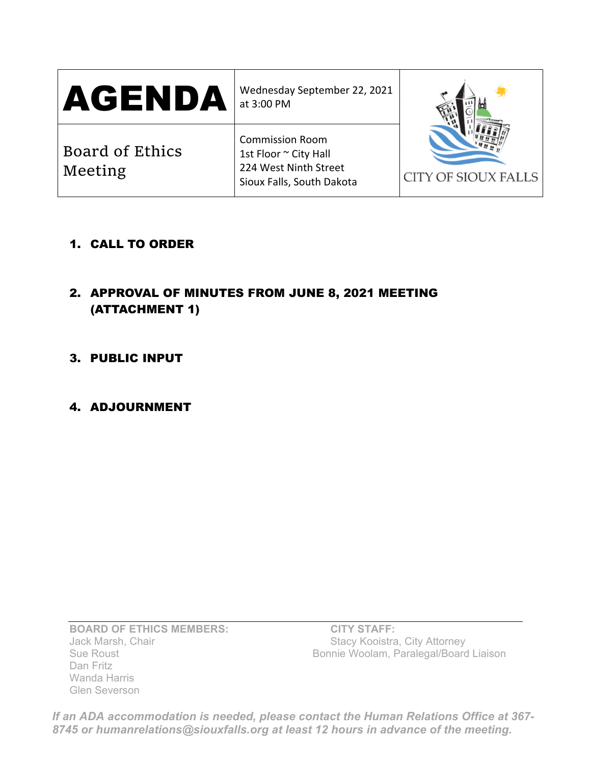| # AGENDA | Wednesday September 22, 2021 at 3:00 PM | CITY OF SIOUX FALLS |
|---|---|---|
| Board of Ethics Meeting | Commission Room<br>1st Floor ~ City Hall<br>224 West Ninth Street<br>Sioux Falls, South Dakota | |

1. **CALL TO ORDER**

2. **APPROVAL OF MINUTES FROM JUNE 8, 2021 MEETING (ATTACHMENT 1)**

3. **PUBLIC INPUT**

4. **ADJOURNMENT**

**BOARD OF ETHICS MEMBERS:**
Jack Marsh, Chair
Sue Roust
Dan Fritz
Wanda Harris
Glen Severson

**CITY STAFF:**
Stacy Kooistra, City Attorney
Bonnie Woolam, Paralegal/Board Liaison

*If an ADA accommodation is needed, please contact the Human Relations Office at 367-8745 or humanrelations@siouxfalls.org at least 12 hours in advance of the meeting.*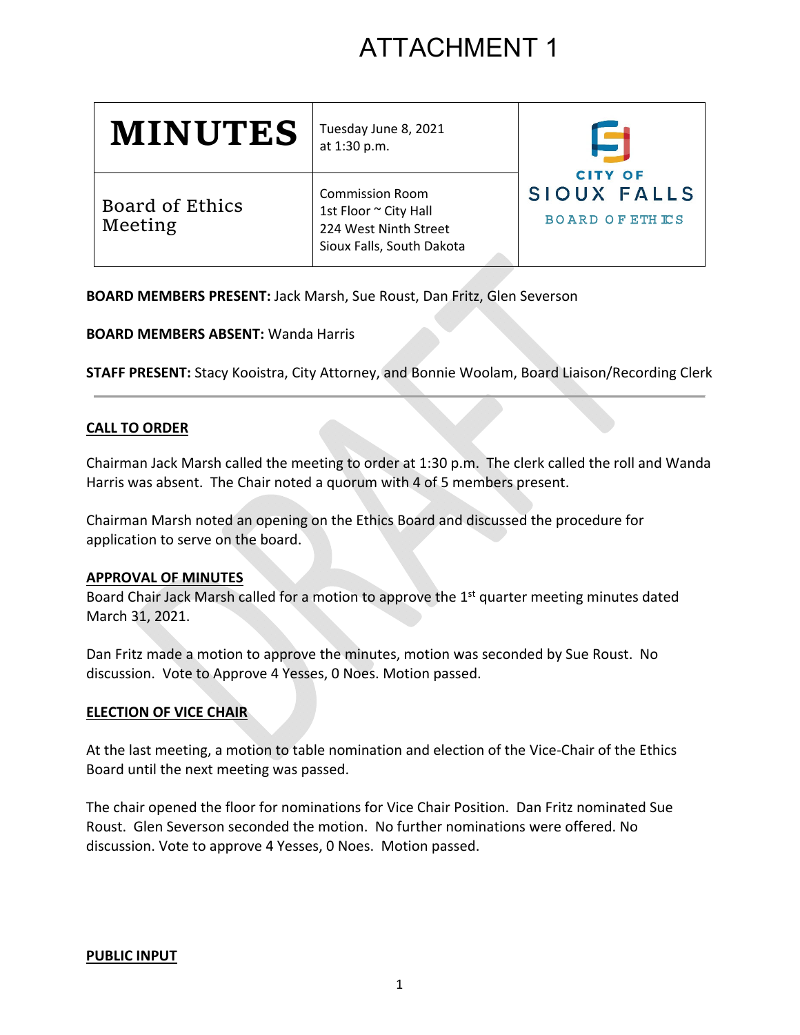# ATTACHMENT 1

| **MINUTES** | Tuesday June 8, 2021 at 1:30 p.m. | CITY OF SIOUX FALLS BOARD OF ETHICS |
| --- | --- | --- |
| Board of Ethics Meeting | Commission Room<br>1st Floor ~ City Hall<br>224 West Ninth Street<br>Sioux Falls, South Dakota | |

**BOARD MEMBERS PRESENT:** Jack Marsh, Sue Roust, Dan Fritz, Glen Severson

**BOARD MEMBERS ABSENT:** Wanda Harris

**STAFF PRESENT:** Stacy Kooistra, City Attorney, and Bonnie Woolam, Board Liaison/Recording Clerk

---

**CALL TO ORDER**

Chairman Jack Marsh called the meeting to order at 1:30 p.m. The clerk called the roll and Wanda Harris was absent. The Chair noted a quorum with 4 of 5 members present.

Chairman Marsh noted an opening on the Ethics Board and discussed the procedure for application to serve on the board.

**APPROVAL OF MINUTES**

Board Chair Jack Marsh called for a motion to approve the 1st quarter meeting minutes dated March 31, 2021.

Dan Fritz made a motion to approve the minutes, motion was seconded by Sue Roust. No discussion. Vote to Approve 4 Yesses, 0 Noes. Motion passed.

**ELECTION OF VICE CHAIR**

At the last meeting, a motion to table nomination and election of the Vice-Chair of the Ethics Board until the next meeting was passed.

The chair opened the floor for nominations for Vice Chair Position. Dan Fritz nominated Sue Roust. Glen Severson seconded the motion. No further nominations were offered. No discussion. Vote to approve 4 Yesses, 0 Noes. Motion passed.

**PUBLIC INPUT**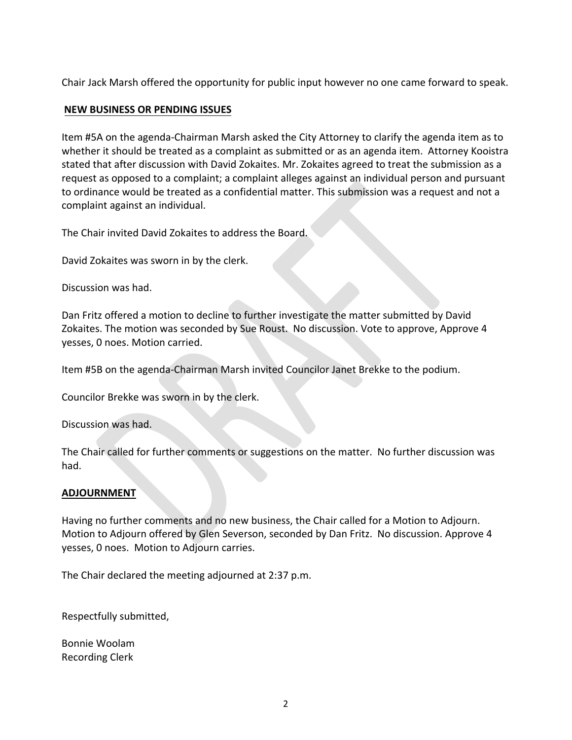Chair Jack Marsh offered the opportunity for public input however no one came forward to speak.

## NEW BUSINESS OR PENDING ISSUES

Item #5A on the agenda-Chairman Marsh asked the City Attorney to clarify the agenda item as to whether it should be treated as a complaint as submitted or as an agenda item. Attorney Kooistra stated that after discussion with David Zokaites. Mr. Zokaites agreed to treat the submission as a request as opposed to a complaint; a complaint alleges against an individual person and pursuant to ordinance would be treated as a confidential matter. This submission was a request and not a complaint against an individual.

The Chair invited David Zokaites to address the Board.

David Zokaites was sworn in by the clerk.

Discussion was had.

Dan Fritz offered a motion to decline to further investigate the matter submitted by David Zokaites. The motion was seconded by Sue Roust. No discussion. Vote to approve, Approve 4 yesses, 0 noes. Motion carried.

Item #5B on the agenda-Chairman Marsh invited Councilor Janet Brekke to the podium.

Councilor Brekke was sworn in by the clerk.

Discussion was had.

The Chair called for further comments or suggestions on the matter. No further discussion was had.

## ADJOURNMENT

Having no further comments and no new business, the Chair called for a Motion to Adjourn. Motion to Adjourn offered by Glen Severson, seconded by Dan Fritz. No discussion. Approve 4 yesses, 0 noes. Motion to Adjourn carries.

The Chair declared the meeting adjourned at 2:37 p.m.

Respectfully submitted,

Bonnie Woolam
Recording Clerk